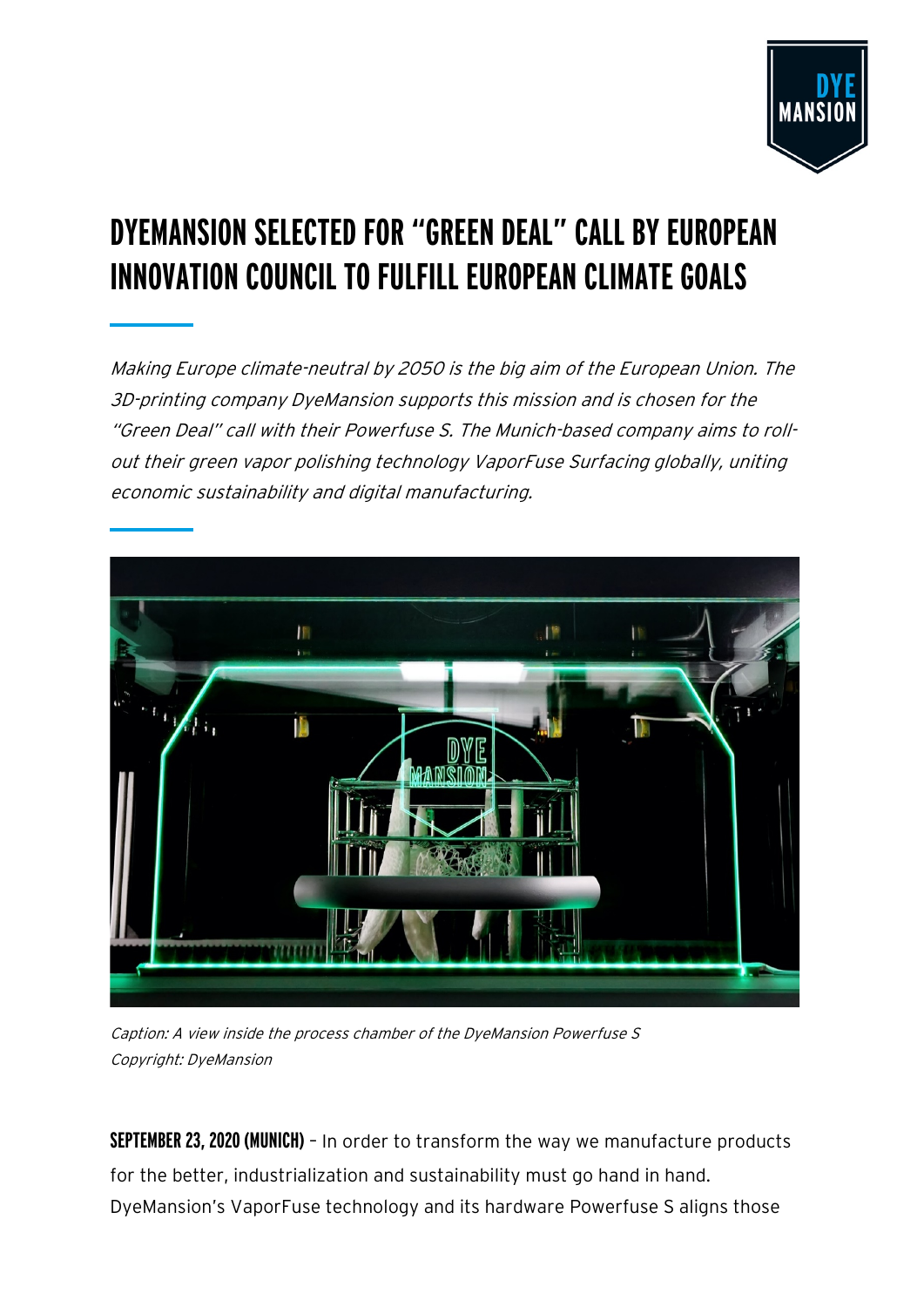# DYEMANSION SELECTED FOR "GREEN DEAL" CALL BY EUROPEAN INNOVATION COUNCIL TO FULFILL EUROPEAN CLIMATE GOALS

*Making Europe climate-neutral by 2050 is the big aim of the European Union. The 3D-printing company DyeMansion supports this mission and is chosen for the "Green Deal" call with their Powerfuse S. The Munich-based company aims to roll-out their green vapor polishing technology VaporFuse Surfacing globally, uniting economic sustainability and digital manufacturing.*

*Caption: A view inside the process chamber of the DyeMansion Powerfuse S*
*Copyright: DyeMansion*

**SEPTEMBER 23, 2020 (MUNICH)** – In order to transform the way we manufacture products for the better, industrialization and sustainability must go hand in hand. DyeMansion's VaporFuse technology and its hardware Powerfuse S aligns those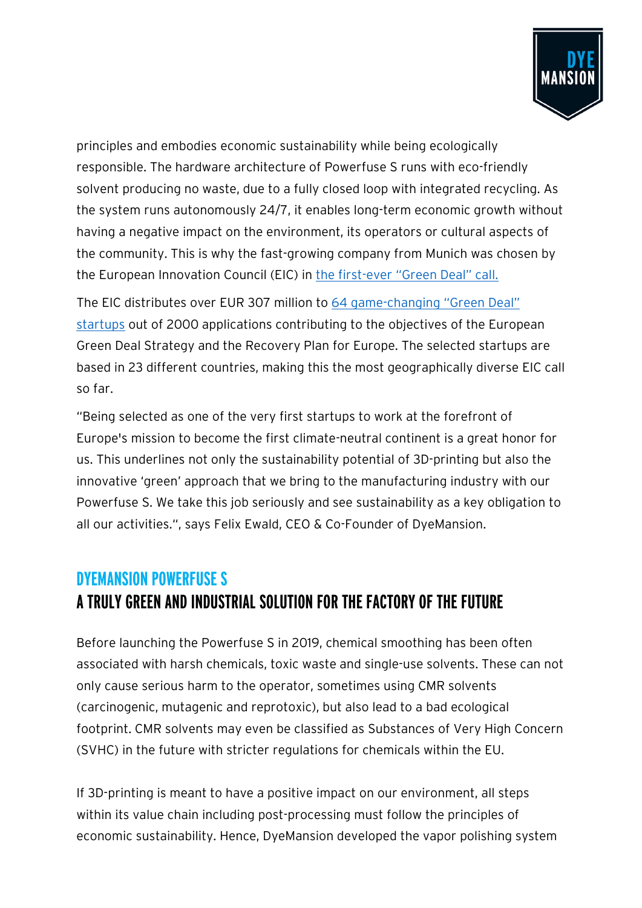principles and embodies economic sustainability while being ecologically responsible. The hardware architecture of Powerfuse S runs with eco-friendly solvent producing no waste, due to a fully closed loop with integrated recycling. As the system runs autonomously 24/7, it enables long-term economic growth without having a negative impact on the environment, its operators or cultural aspects of the community. This is why the fast-growing company from Munich was chosen by the European Innovation Council (EIC) in the first-ever "Green Deal" call.

The EIC distributes over EUR 307 million to 64 game-changing "Green Deal" startups out of 2000 applications contributing to the objectives of the European Green Deal Strategy and the Recovery Plan for Europe. The selected startups are based in 23 different countries, making this the most geographically diverse EIC call so far.

"Being selected as one of the very first startups to work at the forefront of Europe's mission to become the first climate-neutral continent is a great honor for us. This underlines not only the sustainability potential of 3D-printing but also the innovative 'green' approach that we bring to the manufacturing industry with our Powerfuse S. We take this job seriously and see sustainability as a key obligation to all our activities.", says Felix Ewald, CEO & Co-Founder of DyeMansion.

## DYEMANSION POWERFUSE S
## A TRULY GREEN AND INDUSTRIAL SOLUTION FOR THE FACTORY OF THE FUTURE

Before launching the Powerfuse S in 2019, chemical smoothing has been often associated with harsh chemicals, toxic waste and single-use solvents. These can not only cause serious harm to the operator, sometimes using CMR solvents (carcinogenic, mutagenic and reprotoxic), but also lead to a bad ecological footprint. CMR solvents may even be classified as Substances of Very High Concern (SVHC) in the future with stricter regulations for chemicals within the EU.

If 3D-printing is meant to have a positive impact on our environment, all steps within its value chain including post-processing must follow the principles of economic sustainability. Hence, DyeMansion developed the vapor polishing system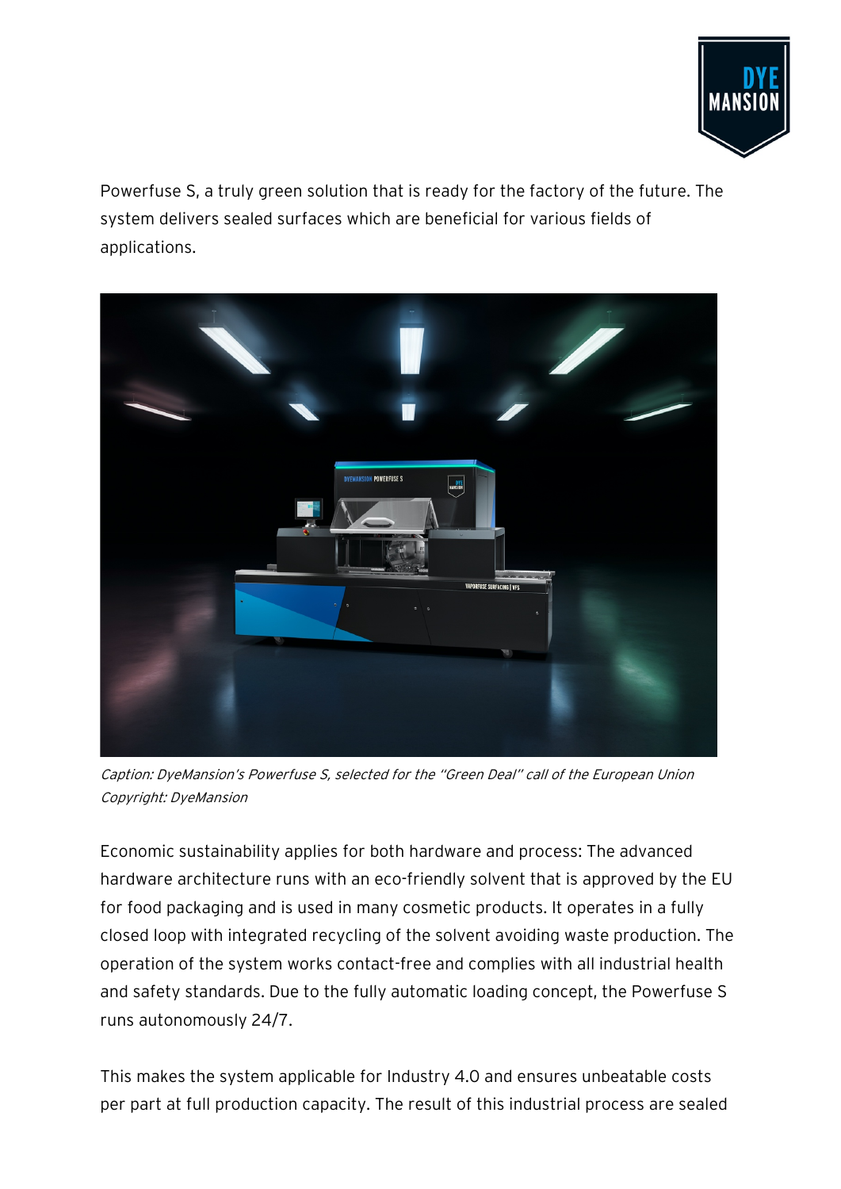Powerfuse S, a truly green solution that is ready for the factory of the future. The system delivers sealed surfaces which are beneficial for various fields of applications.

*Caption: DyeMansion's Powerfuse S, selected for the "Green Deal" call of the European Union*
*Copyright: DyeMansion*

Economic sustainability applies for both hardware and process: The advanced hardware architecture runs with an eco-friendly solvent that is approved by the EU for food packaging and is used in many cosmetic products. It operates in a fully closed loop with integrated recycling of the solvent avoiding waste production. The operation of the system works contact-free and complies with all industrial health and safety standards. Due to the fully automatic loading concept, the Powerfuse S runs autonomously 24/7.

This makes the system applicable for Industry 4.0 and ensures unbeatable costs per part at full production capacity. The result of this industrial process are sealed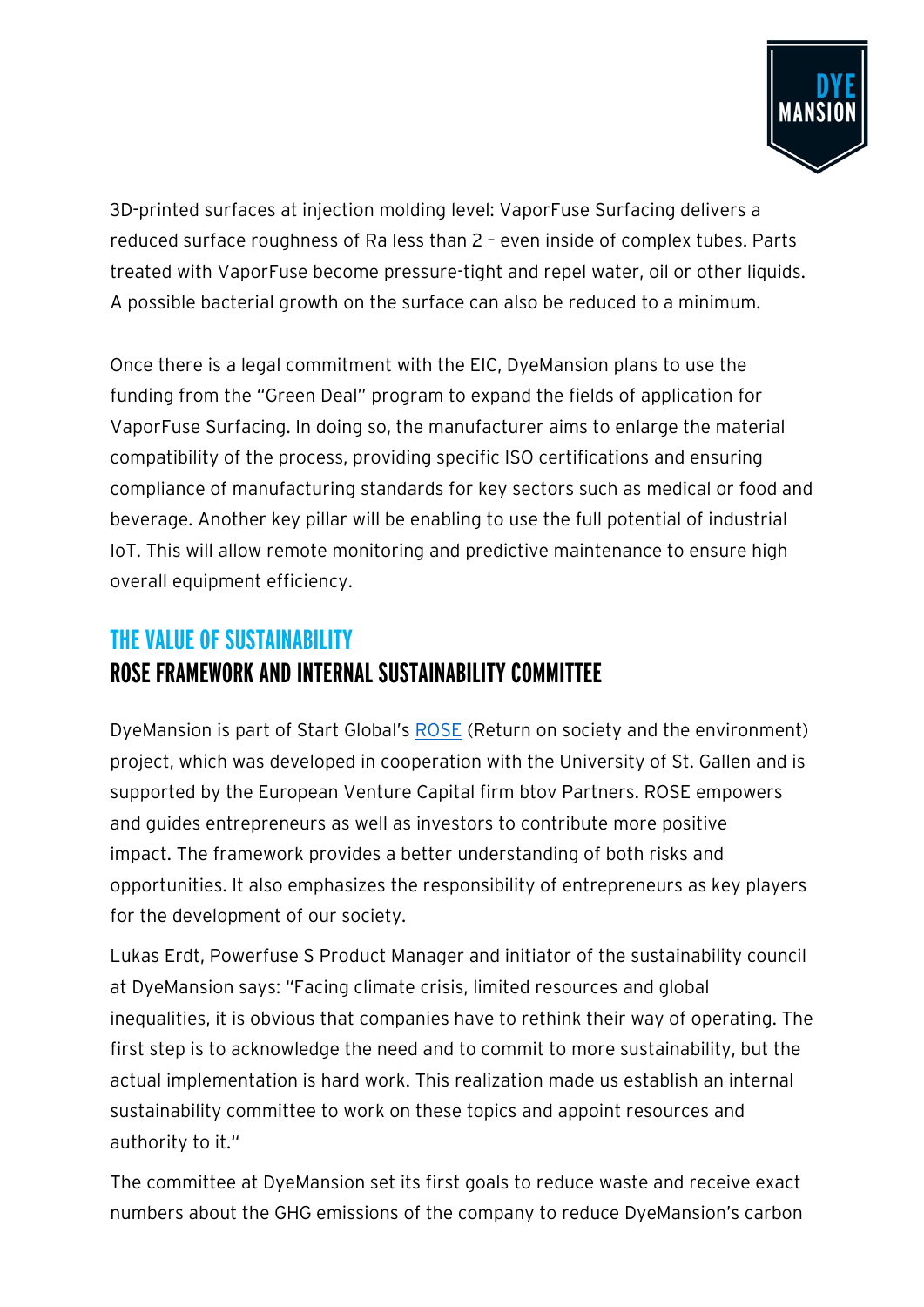3D-printed surfaces at injection molding level: VaporFuse Surfacing delivers a reduced surface roughness of Ra less than 2 – even inside of complex tubes. Parts treated with VaporFuse become pressure-tight and repel water, oil or other liquids. A possible bacterial growth on the surface can also be reduced to a minimum.

Once there is a legal commitment with the EIC, DyeMansion plans to use the funding from the "Green Deal" program to expand the fields of application for VaporFuse Surfacing. In doing so, the manufacturer aims to enlarge the material compatibility of the process, providing specific ISO certifications and ensuring compliance of manufacturing standards for key sectors such as medical or food and beverage. Another key pillar will be enabling to use the full potential of industrial IoT. This will allow remote monitoring and predictive maintenance to ensure high overall equipment efficiency.

## THE VALUE OF SUSTAINABILITY
## ROSE FRAMEWORK AND INTERNAL SUSTAINABILITY COMMITTEE

DyeMansion is part of Start Global's ROSE (Return on society and the environment) project, which was developed in cooperation with the University of St. Gallen and is supported by the European Venture Capital firm btov Partners. ROSE empowers and guides entrepreneurs as well as investors to contribute more positive impact. The framework provides a better understanding of both risks and opportunities. It also emphasizes the responsibility of entrepreneurs as key players for the development of our society.

Lukas Erdt, Powerfuse S Product Manager and initiator of the sustainability council at DyeMansion says: "Facing climate crisis, limited resources and global inequalities, it is obvious that companies have to rethink their way of operating. The first step is to acknowledge the need and to commit to more sustainability, but the actual implementation is hard work. This realization made us establish an internal sustainability committee to work on these topics and appoint resources and authority to it."

The committee at DyeMansion set its first goals to reduce waste and receive exact numbers about the GHG emissions of the company to reduce DyeMansion's carbon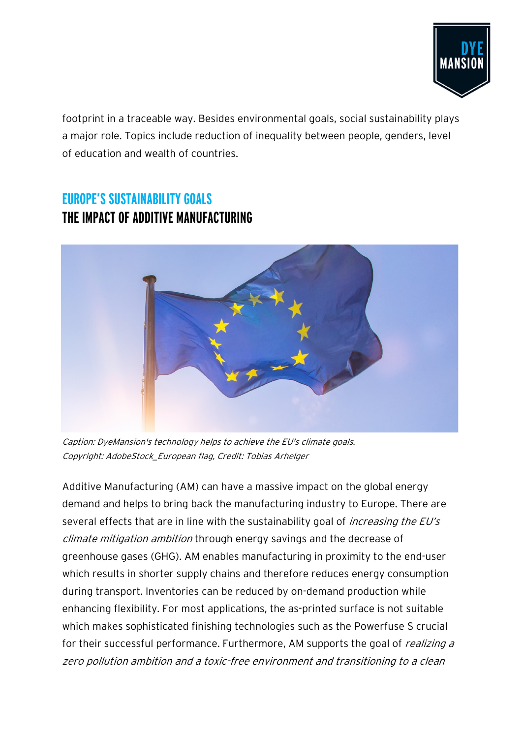footprint in a traceable way. Besides environmental goals, social sustainability plays a major role. Topics include reduction of inequality between people, genders, level of education and wealth of countries.

## EUROPE'S SUSTAINABILITY GOALS
## THE IMPACT OF ADDITIVE MANUFACTURING

*Caption: DyeMansion's technology helps to achieve the EU's climate goals.*
*Copyright: AdobeStock_European flag, Credit: Tobias Arhelger*

Additive Manufacturing (AM) can have a massive impact on the global energy demand and helps to bring back the manufacturing industry to Europe. There are several effects that are in line with the sustainability goal of *increasing the EU's climate mitigation ambition* through energy savings and the decrease of greenhouse gases (GHG). AM enables manufacturing in proximity to the end-user which results in shorter supply chains and therefore reduces energy consumption during transport. Inventories can be reduced by on-demand production while enhancing flexibility. For most applications, the as-printed surface is not suitable which makes sophisticated finishing technologies such as the Powerfuse S crucial for their successful performance. Furthermore, AM supports the goal of *realizing a zero pollution ambition and a toxic-free environment and transitioning to a clean*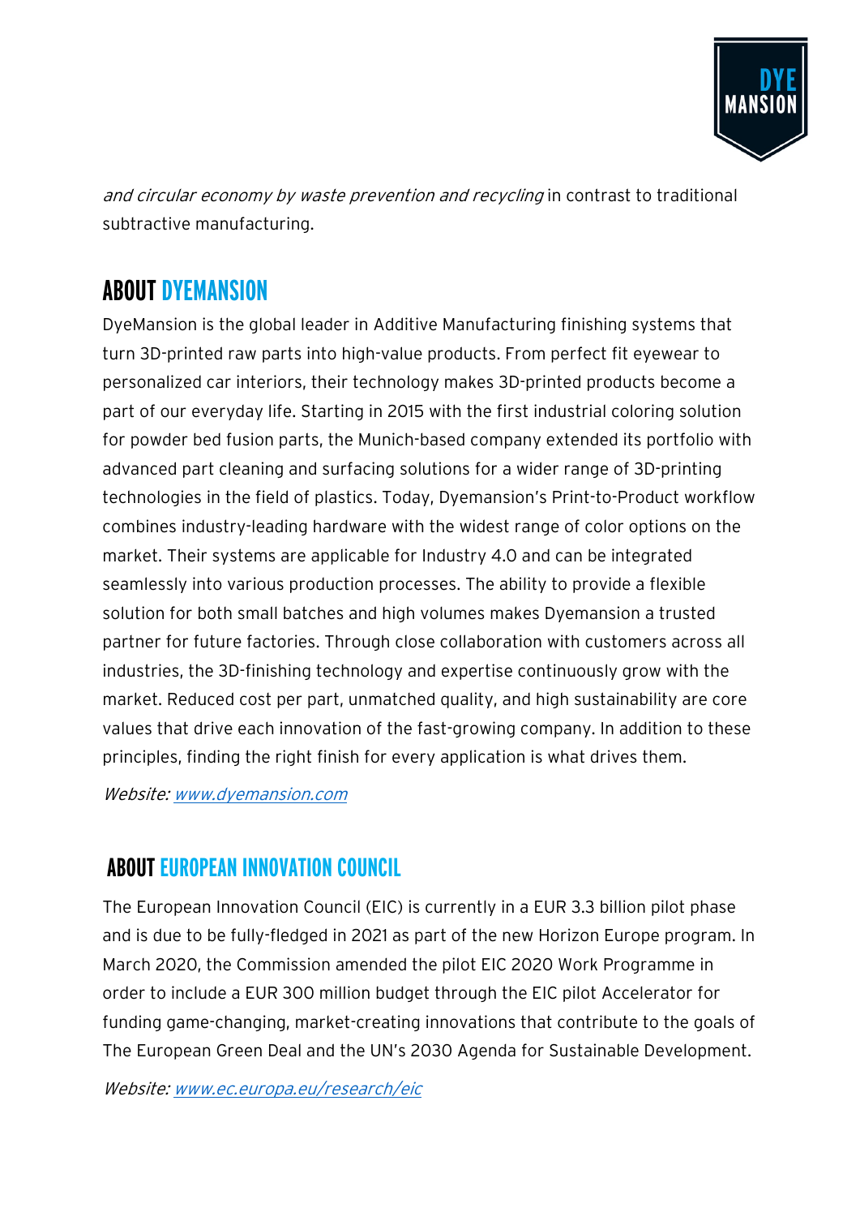*and circular economy by waste prevention and recycling* in contrast to traditional subtractive manufacturing.

## ABOUT DYEMANSION

DyeMansion is the global leader in Additive Manufacturing finishing systems that turn 3D-printed raw parts into high-value products. From perfect fit eyewear to personalized car interiors, their technology makes 3D-printed products become a part of our everyday life. Starting in 2015 with the first industrial coloring solution for powder bed fusion parts, the Munich-based company extended its portfolio with advanced part cleaning and surfacing solutions for a wider range of 3D-printing technologies in the field of plastics. Today, Dyemansion's Print-to-Product workflow combines industry-leading hardware with the widest range of color options on the market. Their systems are applicable for Industry 4.0 and can be integrated seamlessly into various production processes. The ability to provide a flexible solution for both small batches and high volumes makes Dyemansion a trusted partner for future factories. Through close collaboration with customers across all industries, the 3D-finishing technology and expertise continuously grow with the market. Reduced cost per part, unmatched quality, and high sustainability are core values that drive each innovation of the fast-growing company. In addition to these principles, finding the right finish for every application is what drives them.

*Website: www.dyemansion.com*

## ABOUT EUROPEAN INNOVATION COUNCIL

The European Innovation Council (EIC) is currently in a EUR 3.3 billion pilot phase and is due to be fully-fledged in 2021 as part of the new Horizon Europe program. In March 2020, the Commission amended the pilot EIC 2020 Work Programme in order to include a EUR 300 million budget through the EIC pilot Accelerator for funding game-changing, market-creating innovations that contribute to the goals of The European Green Deal and the UN's 2030 Agenda for Sustainable Development.

*Website: www.ec.europa.eu/research/eic*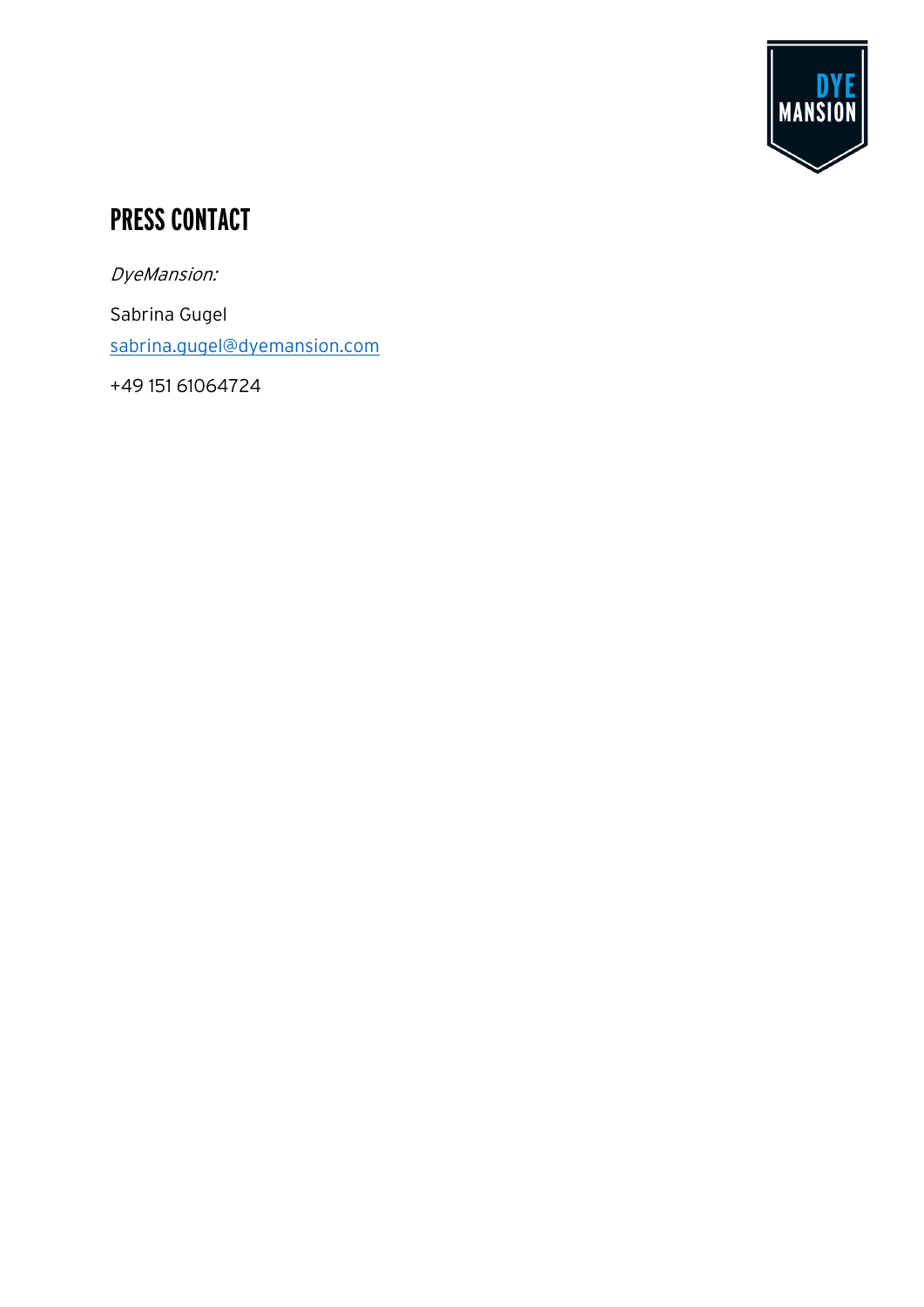## PRESS CONTACT

*DyeMansion:*

Sabrina Gugel

sabrina.gugel@dyemansion.com

+49 151 61064724